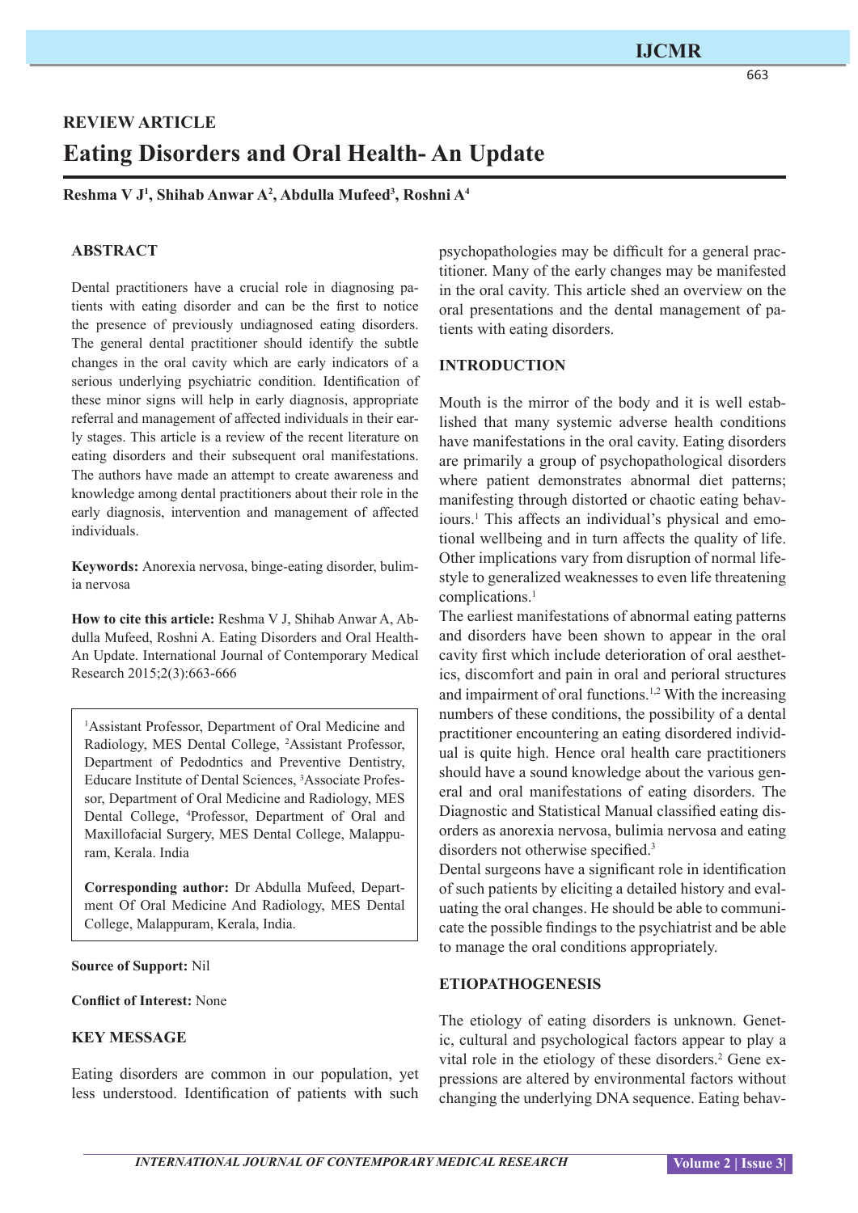**REVIEW ARTICLE**

# Eating Disorders and Oral Health- An Update

**Reshma V J[1], Shihab Anwar A[2], Abdulla Mufeed[3], Roshni A[4]**

## ABSTRACT

Dental practitioners have a crucial role in diagnosing patients with eating disorder and can be the first to notice the presence of previously undiagnosed eating disorders. The general dental practitioner should identify the subtle changes in the oral cavity which are early indicators of a serious underlying psychiatric condition. Identification of these minor signs will help in early diagnosis, appropriate referral and management of affected individuals in their early stages. This article is a review of the recent literature on eating disorders and their subsequent oral manifestations. The authors have made an attempt to create awareness and knowledge among dental practitioners about their role in the early diagnosis, intervention and management of affected individuals.

**Keywords:** Anorexia nervosa, binge-eating disorder, bulimia nervosa

**How to cite this article:** Reshma V J, Shihab Anwar A, Abdulla Mufeed, Roshni A. Eating Disorders and Oral Health-An Update. International Journal of Contemporary Medical Research 2015;2(3):663-666

[1]Assistant Professor, Department of Oral Medicine and Radiology, MES Dental College, [2]Assistant Professor, Department of Pedodntics and Preventive Dentistry, Educare Institute of Dental Sciences, [3]Associate Professor, Department of Oral Medicine and Radiology, MES Dental College, [4]Professor, Department of Oral and Maxillofacial Surgery, MES Dental College, Malappuram, Kerala. India

**Corresponding author:** Dr Abdulla Mufeed, Department Of Oral Medicine And Radiology, MES Dental College, Malappuram, Kerala, India.

**Source of Support:** Nil

**Conflict of Interest:** None

## KEY MESSAGE

Eating disorders are common in our population, yet less understood. Identification of patients with such psychopathologies may be difficult for a general practitioner. Many of the early changes may be manifested in the oral cavity. This article shed an overview on the oral presentations and the dental management of patients with eating disorders.

## INTRODUCTION

Mouth is the mirror of the body and it is well established that many systemic adverse health conditions have manifestations in the oral cavity. Eating disorders are primarily a group of psychopathological disorders where patient demonstrates abnormal diet patterns; manifesting through distorted or chaotic eating behaviours.[1] This affects an individual's physical and emotional wellbeing and in turn affects the quality of life. Other implications vary from disruption of normal lifestyle to generalized weaknesses to even life threatening complications.[1]

The earliest manifestations of abnormal eating patterns and disorders have been shown to appear in the oral cavity first which include deterioration of oral aesthetics, discomfort and pain in oral and perioral structures and impairment of oral functions.[1,2] With the increasing numbers of these conditions, the possibility of a dental practitioner encountering an eating disordered individual is quite high. Hence oral health care practitioners should have a sound knowledge about the various general and oral manifestations of eating disorders. The Diagnostic and Statistical Manual classified eating disorders as anorexia nervosa, bulimia nervosa and eating disorders not otherwise specified.[3]

Dental surgeons have a significant role in identification of such patients by eliciting a detailed history and evaluating the oral changes. He should be able to communicate the possible findings to the psychiatrist and be able to manage the oral conditions appropriately.

## ETIOPATHOGENESIS

The etiology of eating disorders is unknown. Genetic, cultural and psychological factors appear to play a vital role in the etiology of these disorders.[2] Gene expressions are altered by environmental factors without changing the underlying DNA sequence. Eating behav-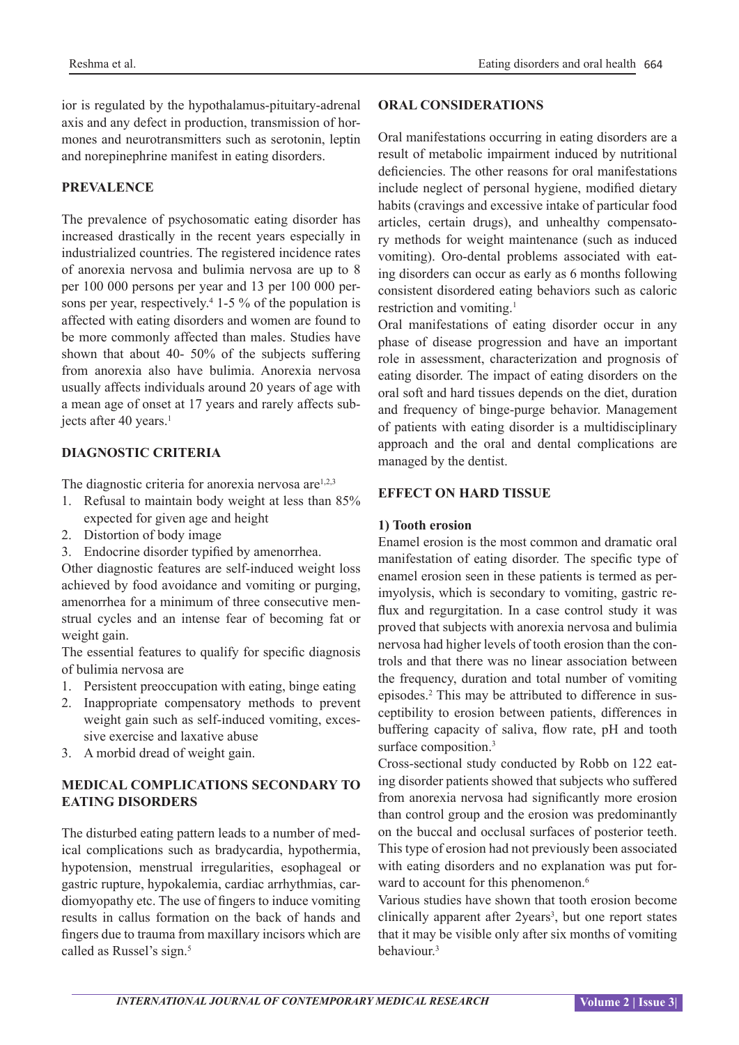ior is regulated by the hypothalamus-pituitary-adrenal axis and any defect in production, transmission of hormones and neurotransmitters such as serotonin, leptin and norepinephrine manifest in eating disorders.

## PREVALENCE

The prevalence of psychosomatic eating disorder has increased drastically in the recent years especially in industrialized countries. The registered incidence rates of anorexia nervosa and bulimia nervosa are up to 8 per 100 000 persons per year and 13 per 100 000 persons per year, respectively.[4] 1-5 % of the population is affected with eating disorders and women are found to be more commonly affected than males. Studies have shown that about 40- 50% of the subjects suffering from anorexia also have bulimia. Anorexia nervosa usually affects individuals around 20 years of age with a mean age of onset at 17 years and rarely affects subjects after 40 years.[1]

## DIAGNOSTIC CRITERIA

The diagnostic criteria for anorexia nervosa are[1,2,3]

1. Refusal to maintain body weight at less than 85% expected for given age and height
2. Distortion of body image
3. Endocrine disorder typified by amenorrhea.

Other diagnostic features are self-induced weight loss achieved by food avoidance and vomiting or purging, amenorrhea for a minimum of three consecutive menstrual cycles and an intense fear of becoming fat or weight gain.

The essential features to qualify for specific diagnosis of bulimia nervosa are

1. Persistent preoccupation with eating, binge eating
2. Inappropriate compensatory methods to prevent weight gain such as self-induced vomiting, excessive exercise and laxative abuse
3. A morbid dread of weight gain.

## MEDICAL COMPLICATIONS SECONDARY TO EATING DISORDERS

The disturbed eating pattern leads to a number of medical complications such as bradycardia, hypothermia, hypotension, menstrual irregularities, esophageal or gastric rupture, hypokalemia, cardiac arrhythmias, cardiomyopathy etc. The use of fingers to induce vomiting results in callus formation on the back of hands and fingers due to trauma from maxillary incisors which are called as Russel's sign.[5]

## ORAL CONSIDERATIONS

Oral manifestations occurring in eating disorders are a result of metabolic impairment induced by nutritional deficiencies. The other reasons for oral manifestations include neglect of personal hygiene, modified dietary habits (cravings and excessive intake of particular food articles, certain drugs), and unhealthy compensatory methods for weight maintenance (such as induced vomiting). Oro-dental problems associated with eating disorders can occur as early as 6 months following consistent disordered eating behaviors such as caloric restriction and vomiting.[1]

Oral manifestations of eating disorder occur in any phase of disease progression and have an important role in assessment, characterization and prognosis of eating disorder. The impact of eating disorders on the oral soft and hard tissues depends on the diet, duration and frequency of binge-purge behavior. Management of patients with eating disorder is a multidisciplinary approach and the oral and dental complications are managed by the dentist.

## EFFECT ON HARD TISSUE

### 1) Tooth erosion

Enamel erosion is the most common and dramatic oral manifestation of eating disorder. The specific type of enamel erosion seen in these patients is termed as perimyolysis, which is secondary to vomiting, gastric reflux and regurgitation. In a case control study it was proved that subjects with anorexia nervosa and bulimia nervosa had higher levels of tooth erosion than the controls and that there was no linear association between the frequency, duration and total number of vomiting episodes.[2] This may be attributed to difference in susceptibility to erosion between patients, differences in buffering capacity of saliva, flow rate, pH and tooth surface composition.[3]

Cross-sectional study conducted by Robb on 122 eating disorder patients showed that subjects who suffered from anorexia nervosa had significantly more erosion than control group and the erosion was predominantly on the buccal and occlusal surfaces of posterior teeth. This type of erosion had not previously been associated with eating disorders and no explanation was put forward to account for this phenomenon.[6]

Various studies have shown that tooth erosion become clinically apparent after 2years[3], but one report states that it may be visible only after six months of vomiting behaviour.[3]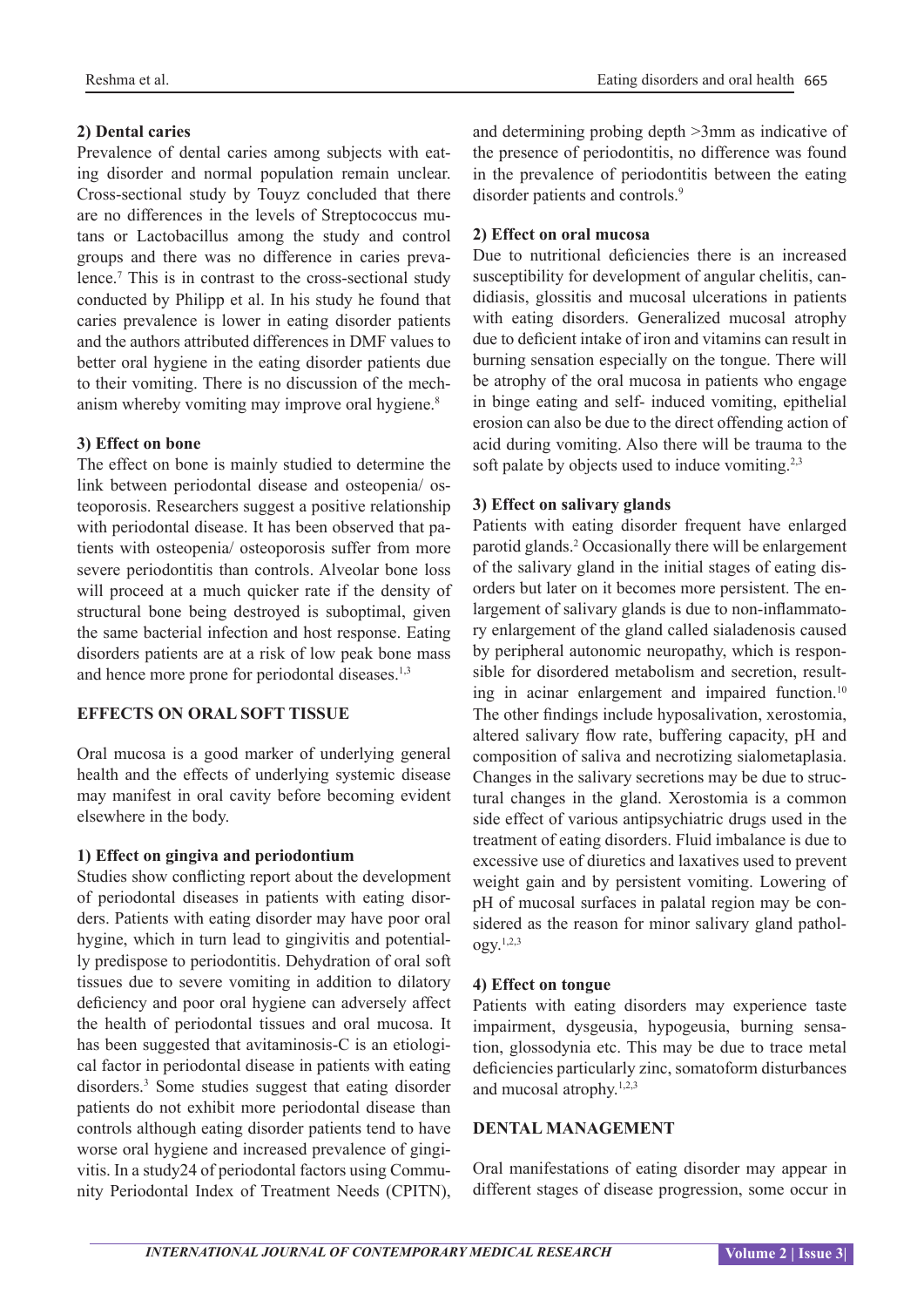### 2) Dental caries

Prevalence of dental caries among subjects with eating disorder and normal population remain unclear. Cross-sectional study by Touyz concluded that there are no differences in the levels of Streptococcus mutans or Lactobacillus among the study and control groups and there was no difference in caries prevalence.[7] This is in contrast to the cross-sectional study conducted by Philipp et al. In his study he found that caries prevalence is lower in eating disorder patients and the authors attributed differences in DMF values to better oral hygiene in the eating disorder patients due to their vomiting. There is no discussion of the mechanism whereby vomiting may improve oral hygiene.[8]

### 3) Effect on bone

The effect on bone is mainly studied to determine the link between periodontal disease and osteopenia/ osteoporosis. Researchers suggest a positive relationship with periodontal disease. It has been observed that patients with osteopenia/ osteoporosis suffer from more severe periodontitis than controls. Alveolar bone loss will proceed at a much quicker rate if the density of structural bone being destroyed is suboptimal, given the same bacterial infection and host response. Eating disorders patients are at a risk of low peak bone mass and hence more prone for periodontal diseases.[1,3]

## EFFECTS ON ORAL SOFT TISSUE

Oral mucosa is a good marker of underlying general health and the effects of underlying systemic disease may manifest in oral cavity before becoming evident elsewhere in the body.

### 1) Effect on gingiva and periodontium

Studies show conflicting report about the development of periodontal diseases in patients with eating disorders. Patients with eating disorder may have poor oral hygine, which in turn lead to gingivitis and potentially predispose to periodontitis. Dehydration of oral soft tissues due to severe vomiting in addition to dilatory deficiency and poor oral hygiene can adversely affect the health of periodontal tissues and oral mucosa. It has been suggested that avitaminosis-C is an etiological factor in periodontal disease in patients with eating disorders.[3] Some studies suggest that eating disorder patients do not exhibit more periodontal disease than controls although eating disorder patients tend to have worse oral hygiene and increased prevalence of gingivitis. In a study24 of periodontal factors using Community Periodontal Index of Treatment Needs (CPITN), and determining probing depth >3mm as indicative of the presence of periodontitis, no difference was found in the prevalence of periodontitis between the eating disorder patients and controls.[9]

### 2) Effect on oral mucosa

Due to nutritional deficiencies there is an increased susceptibility for development of angular chelitis, candidiasis, glossitis and mucosal ulcerations in patients with eating disorders. Generalized mucosal atrophy due to deficient intake of iron and vitamins can result in burning sensation especially on the tongue. There will be atrophy of the oral mucosa in patients who engage in binge eating and self- induced vomiting, epithelial erosion can also be due to the direct offending action of acid during vomiting. Also there will be trauma to the soft palate by objects used to induce vomiting.[2,3]

### 3) Effect on salivary glands

Patients with eating disorder frequent have enlarged parotid glands.[2] Occasionally there will be enlargement of the salivary gland in the initial stages of eating disorders but later on it becomes more persistent. The enlargement of salivary glands is due to non-inflammatory enlargement of the gland called sialadenosis caused by peripheral autonomic neuropathy, which is responsible for disordered metabolism and secretion, resulting in acinar enlargement and impaired function.[10] The other findings include hyposalivation, xerostomia, altered salivary flow rate, buffering capacity, pH and composition of saliva and necrotizing sialometaplasia. Changes in the salivary secretions may be due to structural changes in the gland. Xerostomia is a common side effect of various antipsychiatric drugs used in the treatment of eating disorders. Fluid imbalance is due to excessive use of diuretics and laxatives used to prevent weight gain and by persistent vomiting. Lowering of pH of mucosal surfaces in palatal region may be considered as the reason for minor salivary gland pathology.[1,2,3]

### 4) Effect on tongue

Patients with eating disorders may experience taste impairment, dysgeusia, hypogeusia, burning sensation, glossodynia etc. This may be due to trace metal deficiencies particularly zinc, somatoform disturbances and mucosal atrophy.[1,2,3]

## DENTAL MANAGEMENT

Oral manifestations of eating disorder may appear in different stages of disease progression, some occur in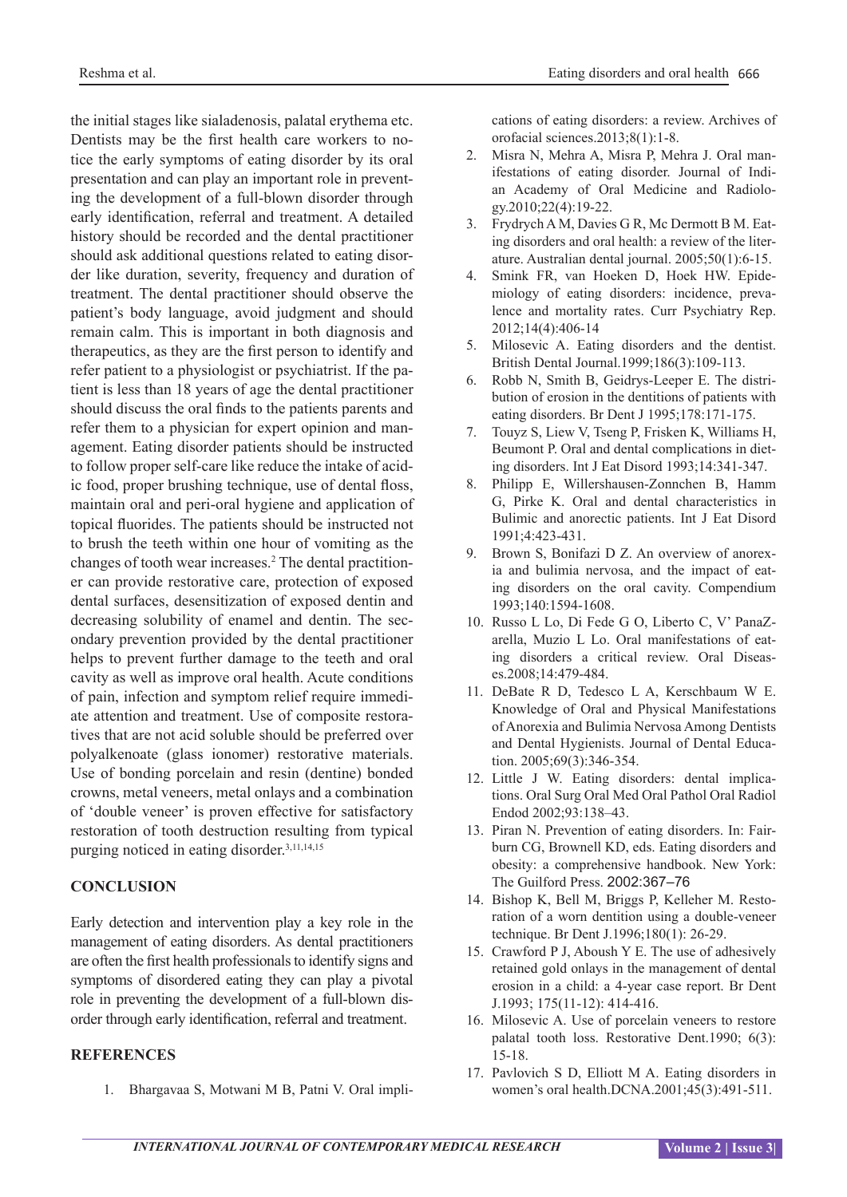the initial stages like sialadenosis, palatal erythema etc. Dentists may be the first health care workers to notice the early symptoms of eating disorder by its oral presentation and can play an important role in preventing the development of a full-blown disorder through early identification, referral and treatment. A detailed history should be recorded and the dental practitioner should ask additional questions related to eating disorder like duration, severity, frequency and duration of treatment. The dental practitioner should observe the patient's body language, avoid judgment and should remain calm. This is important in both diagnosis and therapeutics, as they are the first person to identify and refer patient to a physiologist or psychiatrist. If the patient is less than 18 years of age the dental practitioner should discuss the oral finds to the patients parents and refer them to a physician for expert opinion and management. Eating disorder patients should be instructed to follow proper self-care like reduce the intake of acidic food, proper brushing technique, use of dental floss, maintain oral and peri-oral hygiene and application of topical fluorides. The patients should be instructed not to brush the teeth within one hour of vomiting as the changes of tooth wear increases.[2] The dental practitioner can provide restorative care, protection of exposed dental surfaces, desensitization of exposed dentin and decreasing solubility of enamel and dentin. The secondary prevention provided by the dental practitioner helps to prevent further damage to the teeth and oral cavity as well as improve oral health. Acute conditions of pain, infection and symptom relief require immediate attention and treatment. Use of composite restoratives that are not acid soluble should be preferred over polyalkenoate (glass ionomer) restorative materials. Use of bonding porcelain and resin (dentine) bonded crowns, metal veneers, metal onlays and a combination of 'double veneer' is proven effective for satisfactory restoration of tooth destruction resulting from typical purging noticed in eating disorder.[3,11,14,15]

## CONCLUSION

Early detection and intervention play a key role in the management of eating disorders. As dental practitioners are often the first health professionals to identify signs and symptoms of disordered eating they can play a pivotal role in preventing the development of a full-blown disorder through early identification, referral and treatment.

## REFERENCES

1. Bhargavaa S, Motwani M B, Patni V. Oral implications of eating disorders: a review. Archives of orofacial sciences.2013;8(1):1-8.
2. Misra N, Mehra A, Misra P, Mehra J. Oral manifestations of eating disorder. Journal of Indian Academy of Oral Medicine and Radiology.2010;22(4):19-22.
3. Frydrych A M, Davies G R, Mc Dermott B M. Eating disorders and oral health: a review of the literature. Australian dental journal. 2005;50(1):6-15.
4. Smink FR, van Hoeken D, Hoek HW. Epidemiology of eating disorders: incidence, prevalence and mortality rates. Curr Psychiatry Rep. 2012;14(4):406-14
5. Milosevic A. Eating disorders and the dentist. British Dental Journal.1999;186(3):109-113.
6. Robb N, Smith B, Geidrys-Leeper E. The distribution of erosion in the dentitions of patients with eating disorders. Br Dent J 1995;178:171-175.
7. Touyz S, Liew V, Tseng P, Frisken K, Williams H, Beumont P. Oral and dental complications in dieting disorders. Int J Eat Disord 1993;14:341-347.
8. Philipp E, Willershausen-Zonnchen B, Hamm G, Pirke K. Oral and dental characteristics in Bulimic and anorectic patients. Int J Eat Disord 1991;4:423-431.
9. Brown S, Bonifazi D Z. An overview of anorexia and bulimia nervosa, and the impact of eating disorders on the oral cavity. Compendium 1993;140:1594-1608.
10. Russo L Lo, Di Fede G O, Liberto C, V' PanaZarella, Muzio L Lo. Oral manifestations of eating disorders a critical review. Oral Diseases.2008;14:479-484.
11. DeBate R D, Tedesco L A, Kerschbaum W E. Knowledge of Oral and Physical Manifestations of Anorexia and Bulimia Nervosa Among Dentists and Dental Hygienists. Journal of Dental Education. 2005;69(3):346-354.
12. Little J W. Eating disorders: dental implications. Oral Surg Oral Med Oral Pathol Oral Radiol Endod 2002;93:138–43.
13. Piran N. Prevention of eating disorders. In: Fairburn CG, Brownell KD, eds. Eating disorders and obesity: a comprehensive handbook. New York: The Guilford Press. 2002:367–76
14. Bishop K, Bell M, Briggs P, Kelleher M. Restoration of a worn dentition using a double-veneer technique. Br Dent J.1996;180(1): 26-29.
15. Crawford P J, Aboush Y E. The use of adhesively retained gold onlays in the management of dental erosion in a child: a 4-year case report. Br Dent J.1993; 175(11-12): 414-416.
16. Milosevic A. Use of porcelain veneers to restore palatal tooth loss. Restorative Dent.1990; 6(3): 15-18.
17. Pavlovich S D, Elliott M A. Eating disorders in women's oral health.DCNA.2001;45(3):491-511.